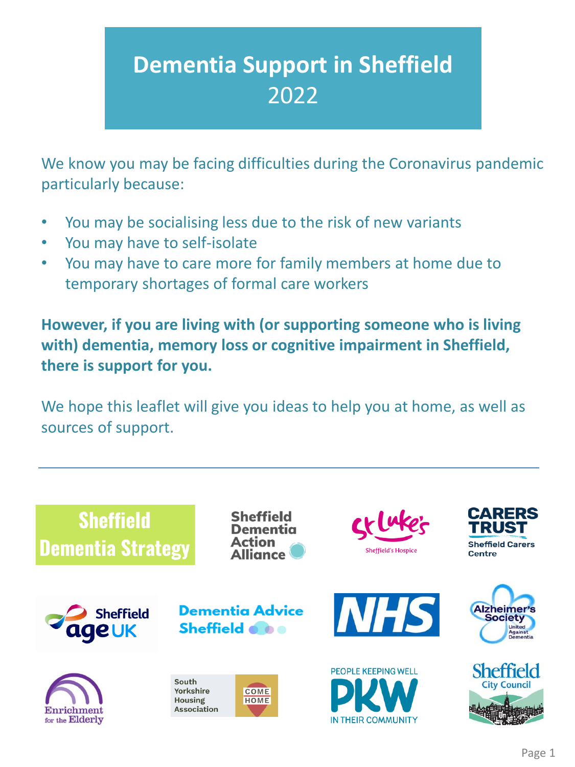# Dementia Support in Sheffield 2022

We know you may be facing difficulties during the Coronavirus pandemic particularly because:

- You may be socialising less due to the risk of new variants
- You may have to self-isolate
- You may have to care more for family members at home due to temporary shortages of formal care workers

**However, if you are living with (or supporting someone who is living with) dementia, memory loss or cognitive impairment in Sheffield, there is support for you.**

We hope this leaflet will give you ideas to help you at home, as well as sources of support.

---

Sheffield Dementia Strategy

Sheffield Dementia Action Alliance

St Luke's Sheffield's Hospice

Carers Trust Sheffield Carers Centre

Sheffield Age UK

Dementia Advice Sheffield

NHS

Alzheimer's Society United Against Dementia

Enrichment for the Elderly

South Yorkshire Housing Association Come Home

People Keeping Well PKW In Their Community

Sheffield City Council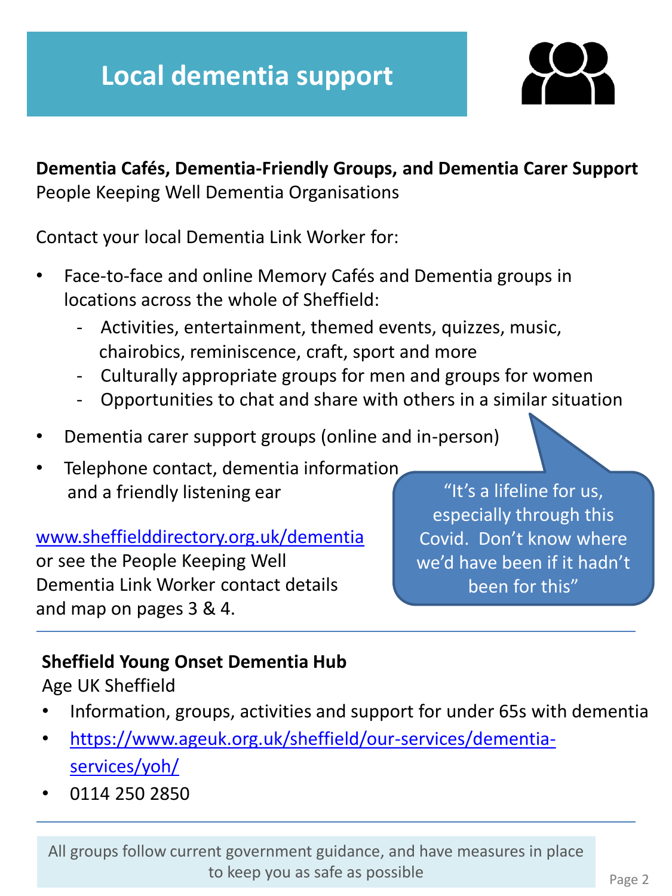# Local dementia support

**Dementia Cafés, Dementia-Friendly Groups, and Dementia Carer Support**
People Keeping Well Dementia Organisations

Contact your local Dementia Link Worker for:

- Face-to-face and online Memory Cafés and Dementia groups in locations across the whole of Sheffield:
  - Activities, entertainment, themed events, quizzes, music, chairobics, reminiscence, craft, sport and more
  - Culturally appropriate groups for men and groups for women
  - Opportunities to chat and share with others in a similar situation
- Dementia carer support groups (online and in-person)
- Telephone contact, dementia information and a friendly listening ear

www.sheffielddirectory.org.uk/dementia
or see the People Keeping Well Dementia Link Worker contact details and map on pages 3 & 4.

"It's a lifeline for us, especially through this Covid. Don't know where we'd have been if it hadn't been for this"

---

**Sheffield Young Onset Dementia Hub**
Age UK Sheffield

- Information, groups, activities and support for under 65s with dementia
- https://www.ageuk.org.uk/sheffield/our-services/dementia-services/yoh/
- 0114 250 2850

---

All groups follow current government guidance, and have measures in place to keep you as safe as possible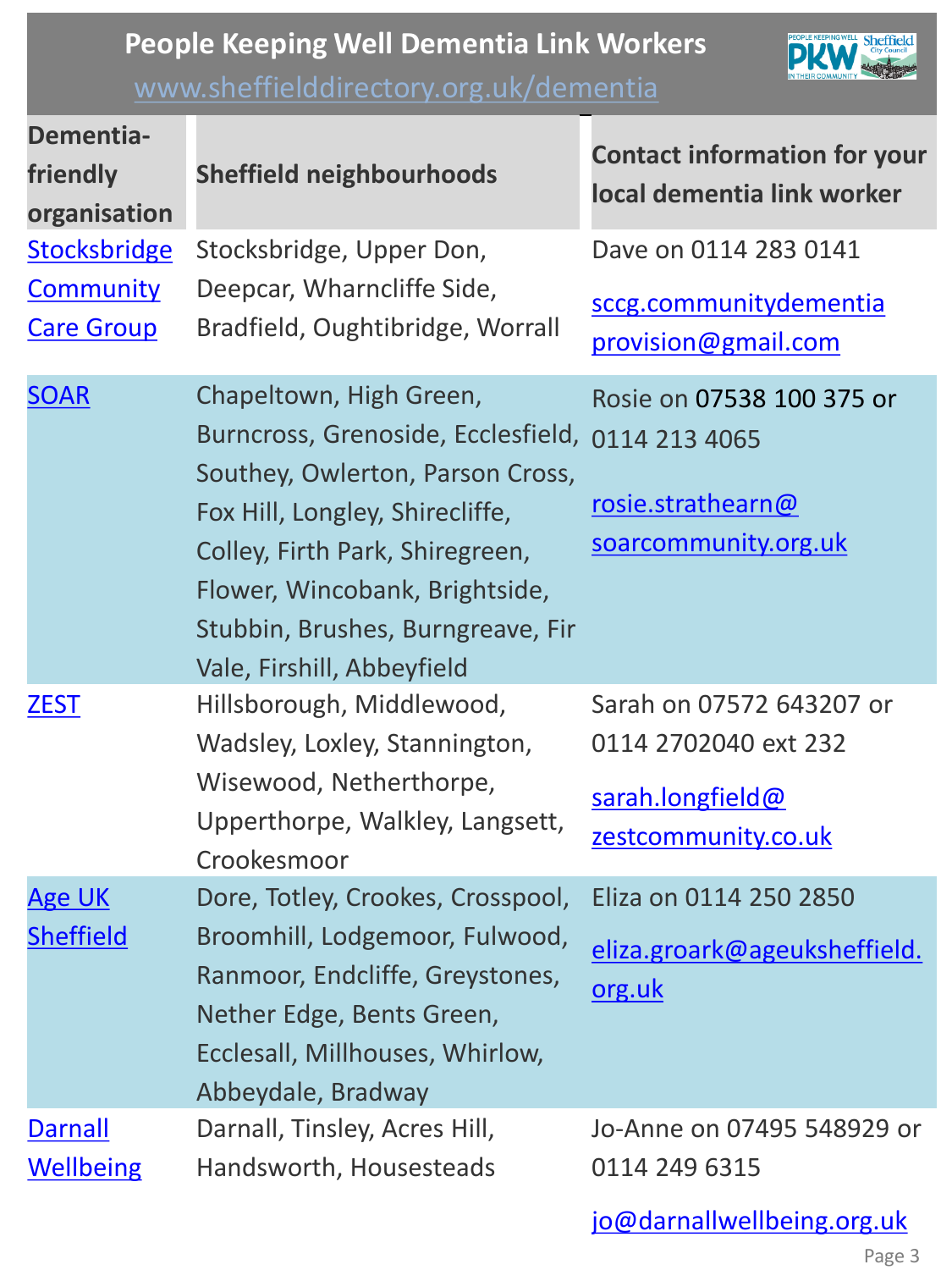# People Keeping Well Dementia Link Workers

www.sheffielddirectory.org.uk/dementia

| Dementia-friendly organisation | Sheffield neighbourhoods | Contact information for your local dementia link worker |
|---|---|---|
| Stocksbridge Community Care Group | Stocksbridge, Upper Don, Deepcar, Wharncliffe Side, Bradfield, Oughtibridge, Worrall | Dave on 0114 283 0141 <br> sccg.communitydementiaprovision@gmail.com |
| SOAR | Chapeltown, High Green, Burncross, Grenoside, Ecclesfield, Southey, Owlerton, Parson Cross, Fox Hill, Longley, Shirecliffe, Colley, Firth Park, Shiregreen, Flower, Wincobank, Brightside, Stubbin, Brushes, Burngreave, Fir Vale, Firshill, Abbeyfield | Rosie on 07538 100 375 or 0114 213 4065 <br> rosie.strathearn@soarcommunity.org.uk |
| ZEST | Hillsborough, Middlewood, Wadsley, Loxley, Stannington, Wisewood, Netherthorpe, Upperthorpe, Walkley, Langsett, Crookesmoor | Sarah on 07572 643207 or 0114 2702040 ext 232 <br> sarah.longfield@zestcommunity.co.uk |
| Age UK Sheffield | Dore, Totley, Crookes, Crosspool, Broomhill, Lodgemoor, Fulwood, Ranmoor, Endcliffe, Greystones, Nether Edge, Bents Green, Ecclesall, Millhouses, Whirlow, Abbeydale, Bradway | Eliza on 0114 250 2850 <br> eliza.groark@ageuksheffield.org.uk |
| Darnall Wellbeing | Darnall, Tinsley, Acres Hill, Handsworth, Housesteads | Jo-Anne on 07495 548929 or 0114 249 6315 <br> jo@darnallwellbeing.org.uk |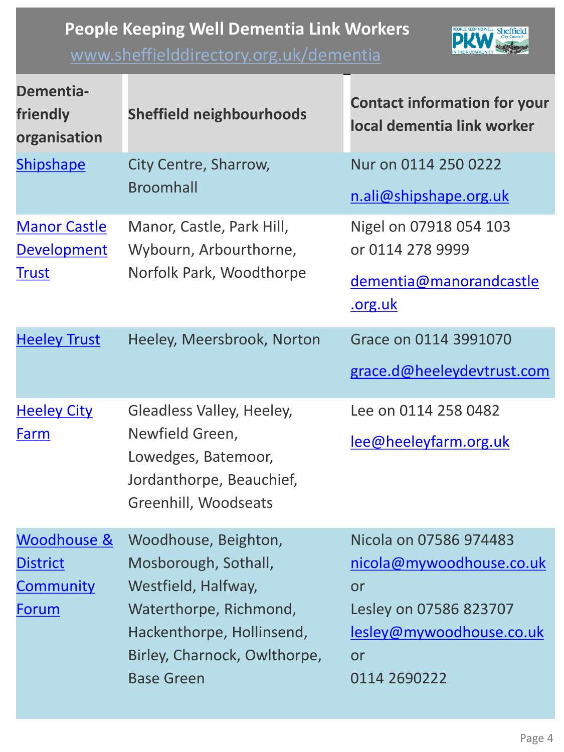# People Keeping Well Dementia Link Workers

www.sheffielddirectory.org.uk/dementia

| Dementia-friendly organisation | Sheffield neighbourhoods | Contact information for your local dementia link worker |
| --- | --- | --- |
| Shipshape | City Centre, Sharrow, Broomhall | Nur on 0114 250 0222<br>n.ali@shipshape.org.uk |
| Manor Castle Development Trust | Manor, Castle, Park Hill, Wybourn, Arbourthorne, Norfolk Park, Woodthorpe | Nigel on 07918 054 103 or 0114 278 9999<br>dementia@manorandcastle.org.uk |
| Heeley Trust | Heeley, Meersbrook, Norton | Grace on 0114 3991070<br>grace.d@heeleydevtrust.com |
| Heeley City Farm | Gleadless Valley, Heeley, Newfield Green, Lowedges, Batemoor, Jordanthorpe, Beauchief, Greenhill, Woodseats | Lee on 0114 258 0482<br>lee@heeleyfarm.org.uk |
| Woodhouse & District Community Forum | Woodhouse, Beighton, Mosborough, Sothall, Westfield, Halfway, Waterthorpe, Richmond, Hackenthorpe, Hollinsend, Birley, Charnock, Owlthorpe, Base Green | Nicola on 07586 974483<br>nicola@mywoodhouse.co.uk<br>or<br>Lesley on 07586 823707<br>lesley@mywoodhouse.co.uk<br>or<br>0114 2690222 |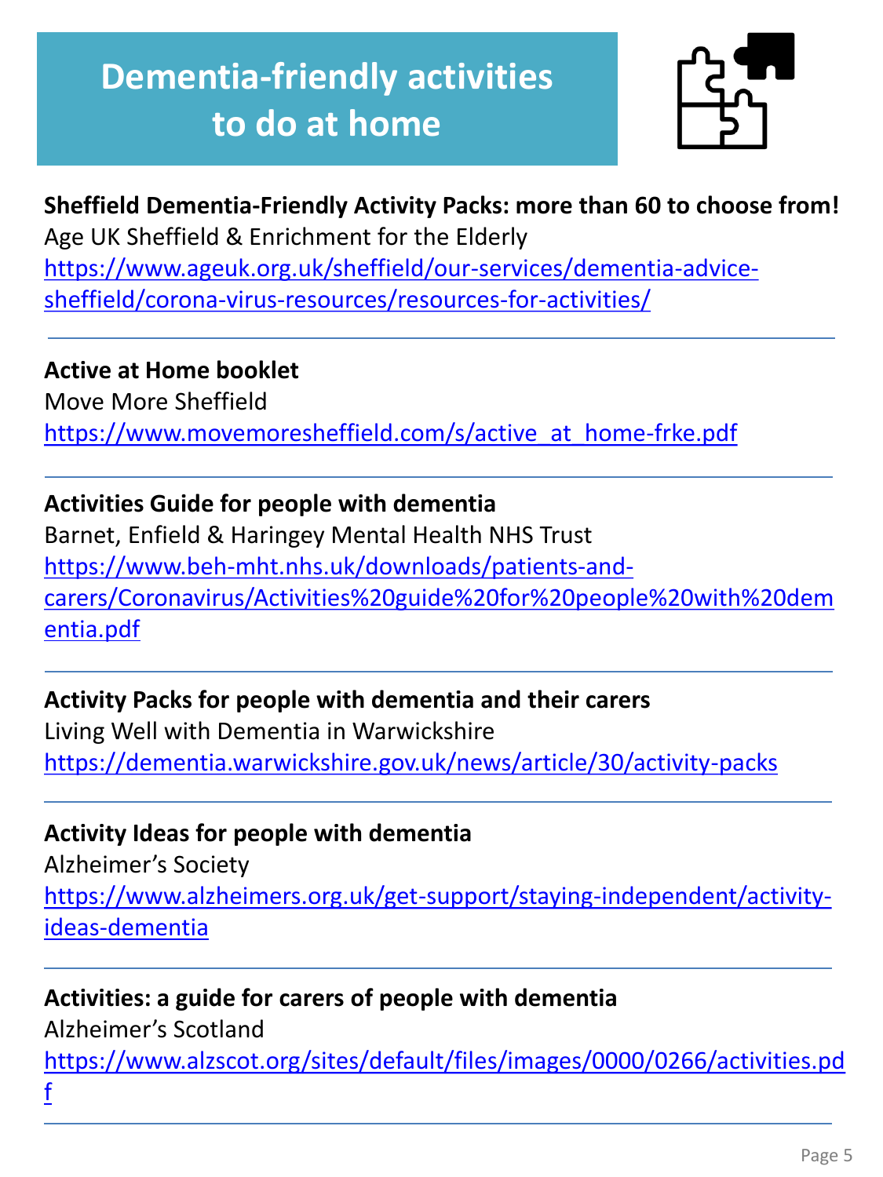# Dementia-friendly activities to do at home

**Sheffield Dementia-Friendly Activity Packs: more than 60 to choose from!**
Age UK Sheffield & Enrichment for the Elderly
https://www.ageuk.org.uk/sheffield/our-services/dementia-advice-sheffield/corona-virus-resources/resources-for-activities/

---

**Active at Home booklet**
Move More Sheffield
https://www.movemoresheffield.com/s/active_at_home-frke.pdf

---

**Activities Guide for people with dementia**
Barnet, Enfield & Haringey Mental Health NHS Trust
https://www.beh-mht.nhs.uk/downloads/patients-and-carers/Coronavirus/Activities%20guide%20for%20people%20with%20dementia.pdf

---

**Activity Packs for people with dementia and their carers**
Living Well with Dementia in Warwickshire
https://dementia.warwickshire.gov.uk/news/article/30/activity-packs

---

**Activity Ideas for people with dementia**
Alzheimer's Society
https://www.alzheimers.org.uk/get-support/staying-independent/activity-ideas-dementia

---

**Activities: a guide for carers of people with dementia**
Alzheimer's Scotland
https://www.alzscot.org/sites/default/files/images/0000/0266/activities.pdf

---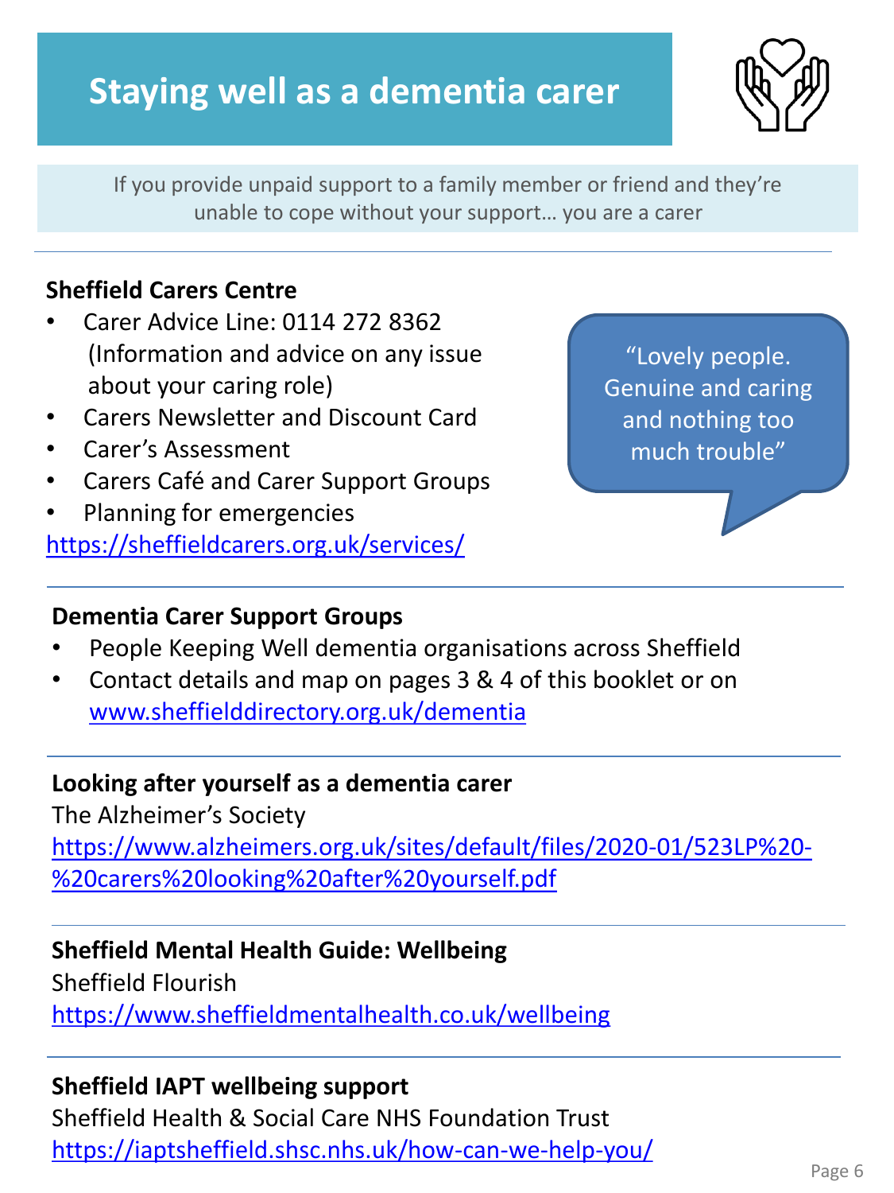# Staying well as a dementia carer

If you provide unpaid support to a family member or friend and they're unable to cope without your support… you are a carer

---

**Sheffield Carers Centre**

- Carer Advice Line: 0114 272 8362 (Information and advice on any issue about your caring role)
- Carers Newsletter and Discount Card
- Carer's Assessment
- Carers Café and Carer Support Groups
- Planning for emergencies

https://sheffieldcarers.org.uk/services/

"Lovely people. Genuine and caring and nothing too much trouble"

---

**Dementia Carer Support Groups**

- People Keeping Well dementia organisations across Sheffield
- Contact details and map on pages 3 & 4 of this booklet or on www.sheffielddirectory.org.uk/dementia

---

**Looking after yourself as a dementia carer**

The Alzheimer's Society

https://www.alzheimers.org.uk/sites/default/files/2020-01/523LP%20-%20carers%20looking%20after%20yourself.pdf

---

**Sheffield Mental Health Guide: Wellbeing**

Sheffield Flourish

https://www.sheffieldmentalhealth.co.uk/wellbeing

---

**Sheffield IAPT wellbeing support**

Sheffield Health & Social Care NHS Foundation Trust

https://iaptsheffield.shsc.nhs.uk/how-can-we-help-you/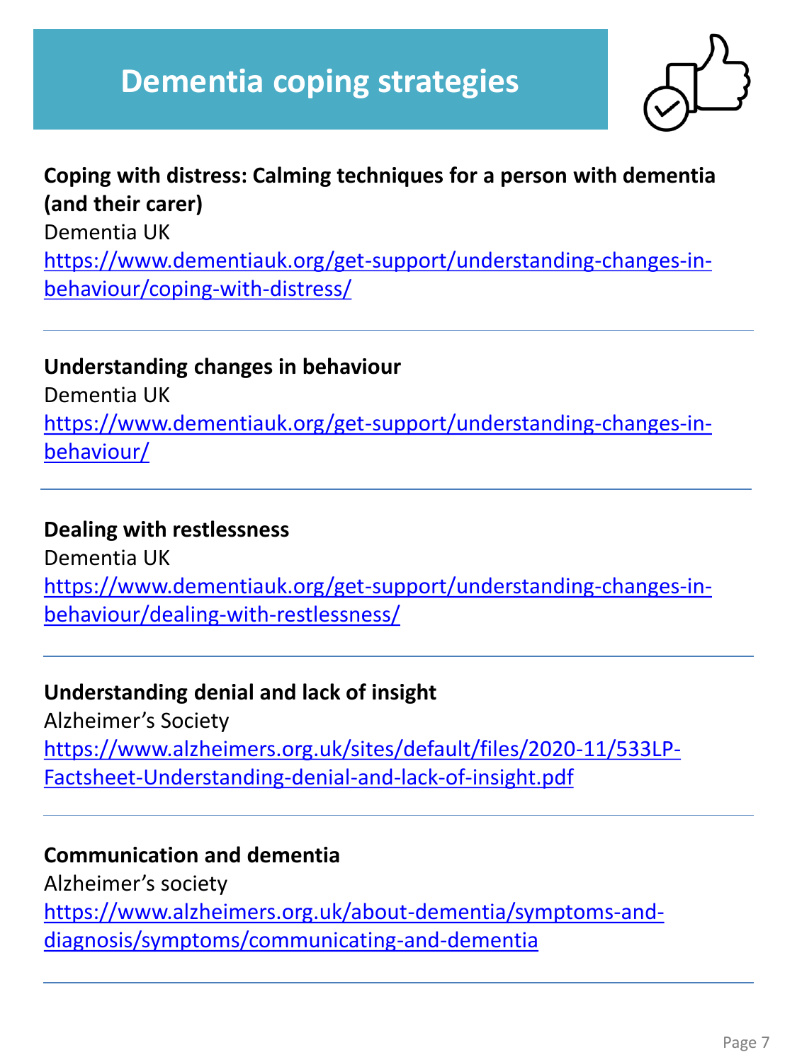# Dementia coping strategies

**Coping with distress: Calming techniques for a person with dementia (and their carer)**
Dementia UK
https://www.dementiauk.org/get-support/understanding-changes-in-behaviour/coping-with-distress/

---

**Understanding changes in behaviour**
Dementia UK
https://www.dementiauk.org/get-support/understanding-changes-in-behaviour/

---

**Dealing with restlessness**
Dementia UK
https://www.dementiauk.org/get-support/understanding-changes-in-behaviour/dealing-with-restlessness/

---

**Understanding denial and lack of insight**
Alzheimer's Society
https://www.alzheimers.org.uk/sites/default/files/2020-11/533LP-Factsheet-Understanding-denial-and-lack-of-insight.pdf

---

**Communication and dementia**
Alzheimer's society
https://www.alzheimers.org.uk/about-dementia/symptoms-and-diagnosis/symptoms/communicating-and-dementia

---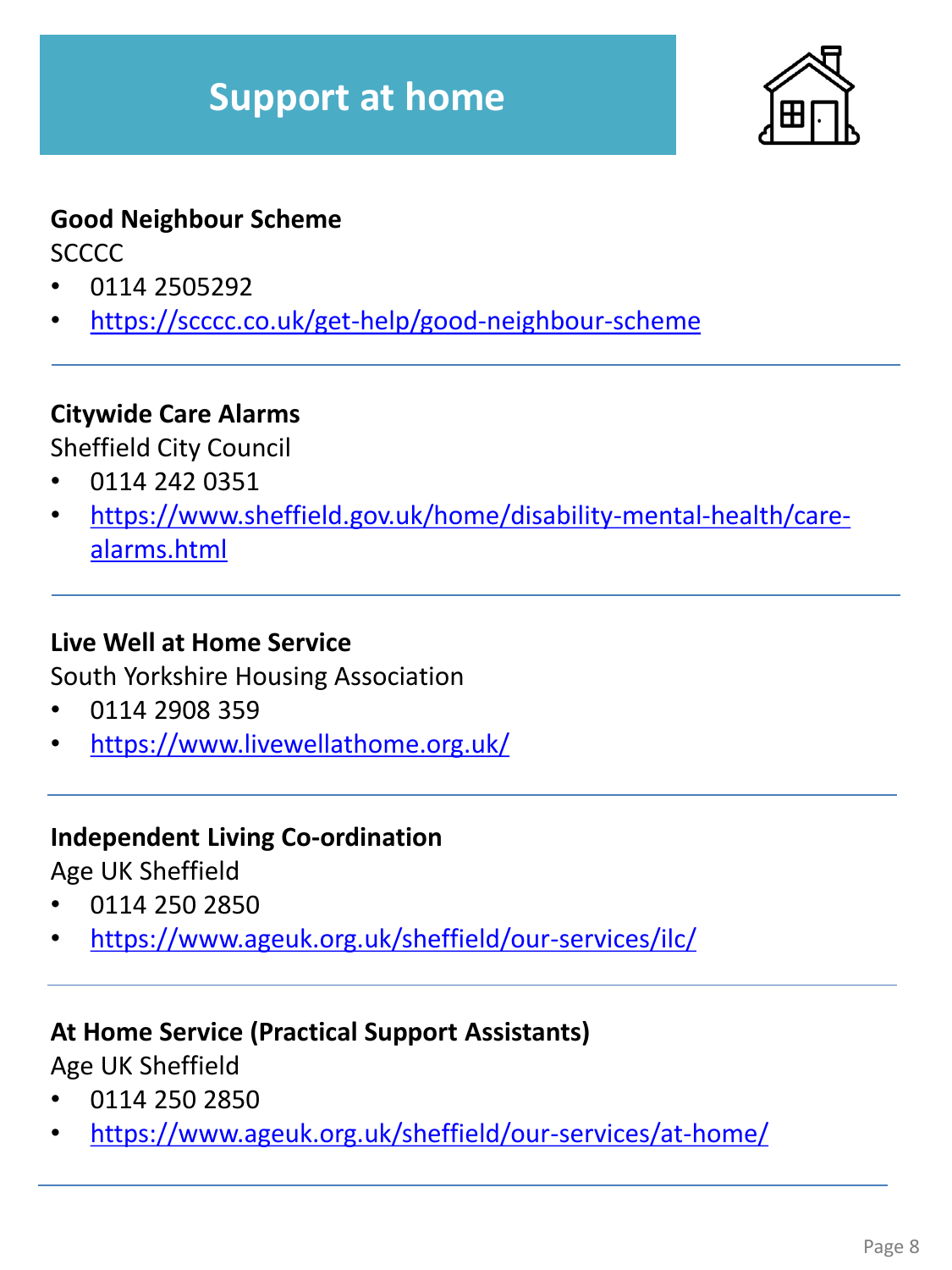# Support at home

**Good Neighbour Scheme**

SCCCC

- 0114 2505292
- https://scccc.co.uk/get-help/good-neighbour-scheme

---

**Citywide Care Alarms**

Sheffield City Council

- 0114 242 0351
- https://www.sheffield.gov.uk/home/disability-mental-health/care-alarms.html

---

**Live Well at Home Service**

South Yorkshire Housing Association

- 0114 2908 359
- https://www.livewellathome.org.uk/

---

**Independent Living Co-ordination**

Age UK Sheffield

- 0114 250 2850
- https://www.ageuk.org.uk/sheffield/our-services/ilc/

---

**At Home Service (Practical Support Assistants)**

Age UK Sheffield

- 0114 250 2850
- https://www.ageuk.org.uk/sheffield/our-services/at-home/

---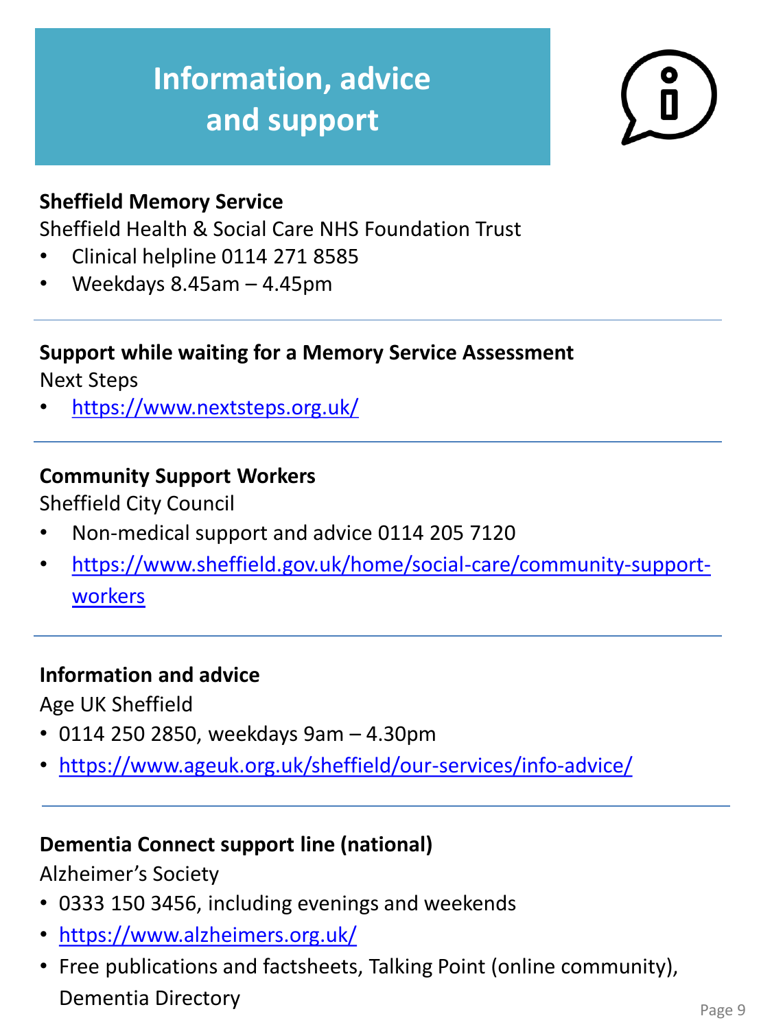# Information, advice and support

**Sheffield Memory Service**

Sheffield Health & Social Care NHS Foundation Trust

- Clinical helpline 0114 271 8585
- Weekdays 8.45am – 4.45pm

---

**Support while waiting for a Memory Service Assessment**

Next Steps

- https://www.nextsteps.org.uk/

---

**Community Support Workers**

Sheffield City Council

- Non-medical support and advice 0114 205 7120
- https://www.sheffield.gov.uk/home/social-care/community-support-workers

---

**Information and advice**

Age UK Sheffield

- 0114 250 2850, weekdays 9am – 4.30pm
- https://www.ageuk.org.uk/sheffield/our-services/info-advice/

---

**Dementia Connect support line (national)**

Alzheimer's Society

- 0333 150 3456, including evenings and weekends
- https://www.alzheimers.org.uk/
- Free publications and factsheets, Talking Point (online community), Dementia Directory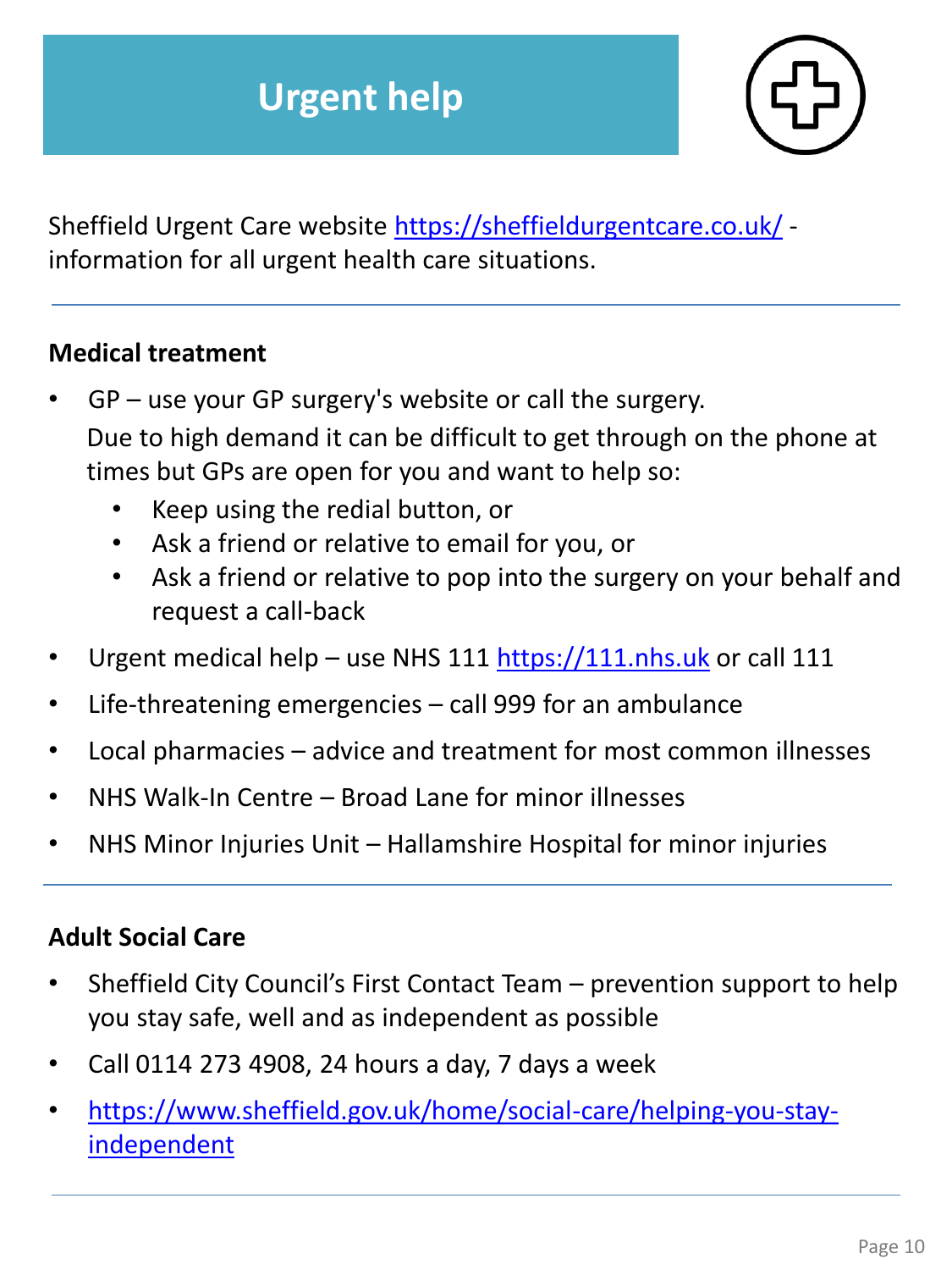# Urgent help

Sheffield Urgent Care website https://sheffieldurgentcare.co.uk/ - information for all urgent health care situations.

---

**Medical treatment**

- GP – use your GP surgery's website or call the surgery.
  Due to high demand it can be difficult to get through on the phone at times but GPs are open for you and want to help so:
  - Keep using the redial button, or
  - Ask a friend or relative to email for you, or
  - Ask a friend or relative to pop into the surgery on your behalf and request a call-back
- Urgent medical help – use NHS 111 https://111.nhs.uk or call 111
- Life-threatening emergencies – call 999 for an ambulance
- Local pharmacies – advice and treatment for most common illnesses
- NHS Walk-In Centre – Broad Lane for minor illnesses
- NHS Minor Injuries Unit – Hallamshire Hospital for minor injuries

---

**Adult Social Care**

- Sheffield City Council's First Contact Team – prevention support to help you stay safe, well and as independent as possible
- Call 0114 273 4908, 24 hours a day, 7 days a week
- https://www.sheffield.gov.uk/home/social-care/helping-you-stay-independent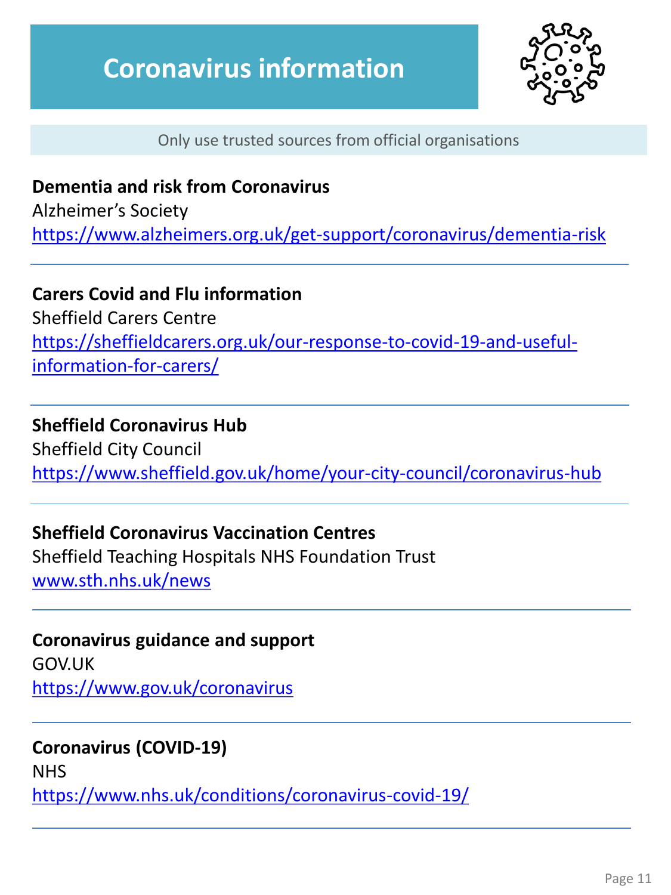# Coronavirus information

Only use trusted sources from official organisations

**Dementia and risk from Coronavirus**
Alzheimer's Society
https://www.alzheimers.org.uk/get-support/coronavirus/dementia-risk

---

**Carers Covid and Flu information**
Sheffield Carers Centre
https://sheffieldcarers.org.uk/our-response-to-covid-19-and-useful-information-for-carers/

---

**Sheffield Coronavirus Hub**
Sheffield City Council
https://www.sheffield.gov.uk/home/your-city-council/coronavirus-hub

---

**Sheffield Coronavirus Vaccination Centres**
Sheffield Teaching Hospitals NHS Foundation Trust
www.sth.nhs.uk/news

---

**Coronavirus guidance and support**
GOV.UK
https://www.gov.uk/coronavirus

---

**Coronavirus (COVID-19)**
NHS
https://www.nhs.uk/conditions/coronavirus-covid-19/

---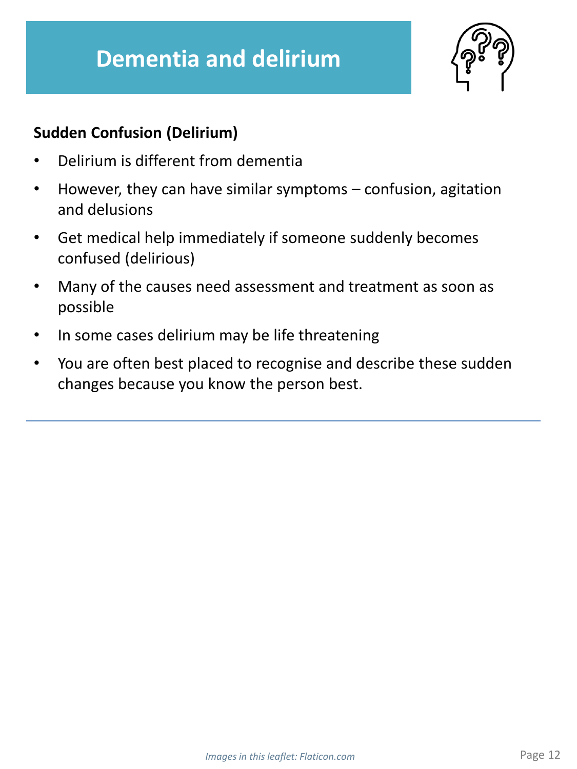# Dementia and delirium

**Sudden Confusion (Delirium)**

- Delirium is different from dementia
- However, they can have similar symptoms – confusion, agitation and delusions
- Get medical help immediately if someone suddenly becomes confused (delirious)
- Many of the causes need assessment and treatment as soon as possible
- In some cases delirium may be life threatening
- You are often best placed to recognise and describe these sudden changes because you know the person best.

*Images in this leaflet: Flaticon.com*